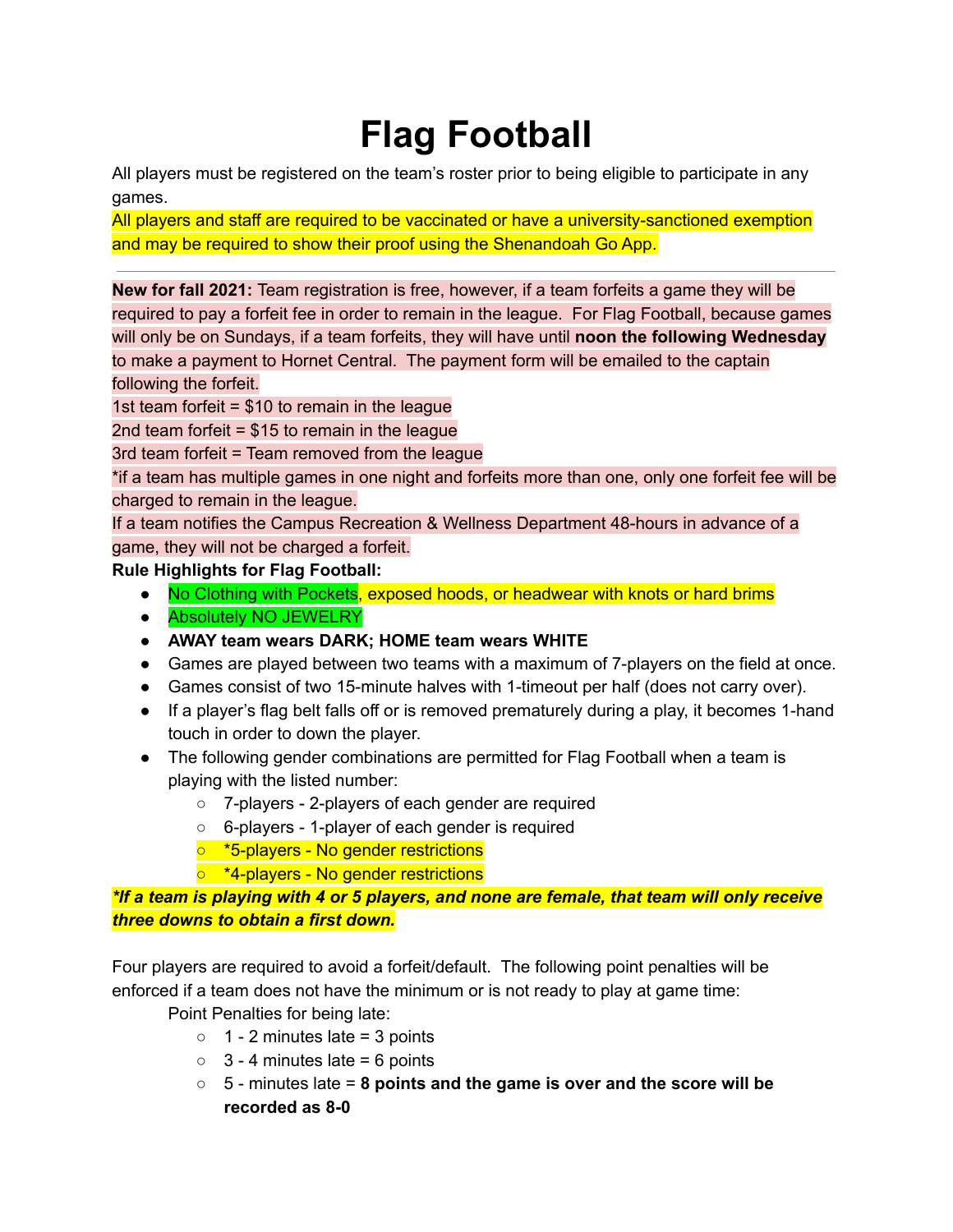# Flag Football

All players must be registered on the team's roster prior to being eligible to participate in any games.

All players and staff are required to be vaccinated or have a university-sanctioned exemption and may be required to show their proof using the Shenandoah Go App.

---

**New for fall 2021:** Team registration is free, however, if a team forfeits a game they will be required to pay a forfeit fee in order to remain in the league. For Flag Football, because games will only be on Sundays, if a team forfeits, they will have until **noon the following Wednesday** to make a payment to Hornet Central. The payment form will be emailed to the captain following the forfeit.

1st team forfeit = $10 to remain in the league

2nd team forfeit = $15 to remain in the league

3rd team forfeit = Team removed from the league

*if a team has multiple games in one night and forfeits more than one, only one forfeit fee will be charged to remain in the league.

If a team notifies the Campus Recreation & Wellness Department 48-hours in advance of a game, they will not be charged a forfeit.

**Rule Highlights for Flag Football:**

- No Clothing with Pockets, exposed hoods, or headwear with knots or hard brims
- Absolutely NO JEWELRY
- **AWAY team wears DARK; HOME team wears WHITE**
- Games are played between two teams with a maximum of 7-players on the field at once.
- Games consist of two 15-minute halves with 1-timeout per half (does not carry over).
- If a player's flag belt falls off or is removed prematurely during a play, it becomes 1-hand touch in order to down the player.
- The following gender combinations are permitted for Flag Football when a team is playing with the listed number:
  - 7-players - 2-players of each gender are required
  - 6-players - 1-player of each gender is required
  - *5-players - No gender restrictions
  - *4-players - No gender restrictions

***If a team is playing with 4 or 5 players, and none are female, that team will only receive three downs to obtain a first down.***

Four players are required to avoid a forfeit/default. The following point penalties will be enforced if a team does not have the minimum or is not ready to play at game time:

Point Penalties for being late:

- 1 - 2 minutes late = 3 points
- 3 - 4 minutes late = 6 points
- 5 - minutes late = **8 points and the game is over and the score will be recorded as 8-0**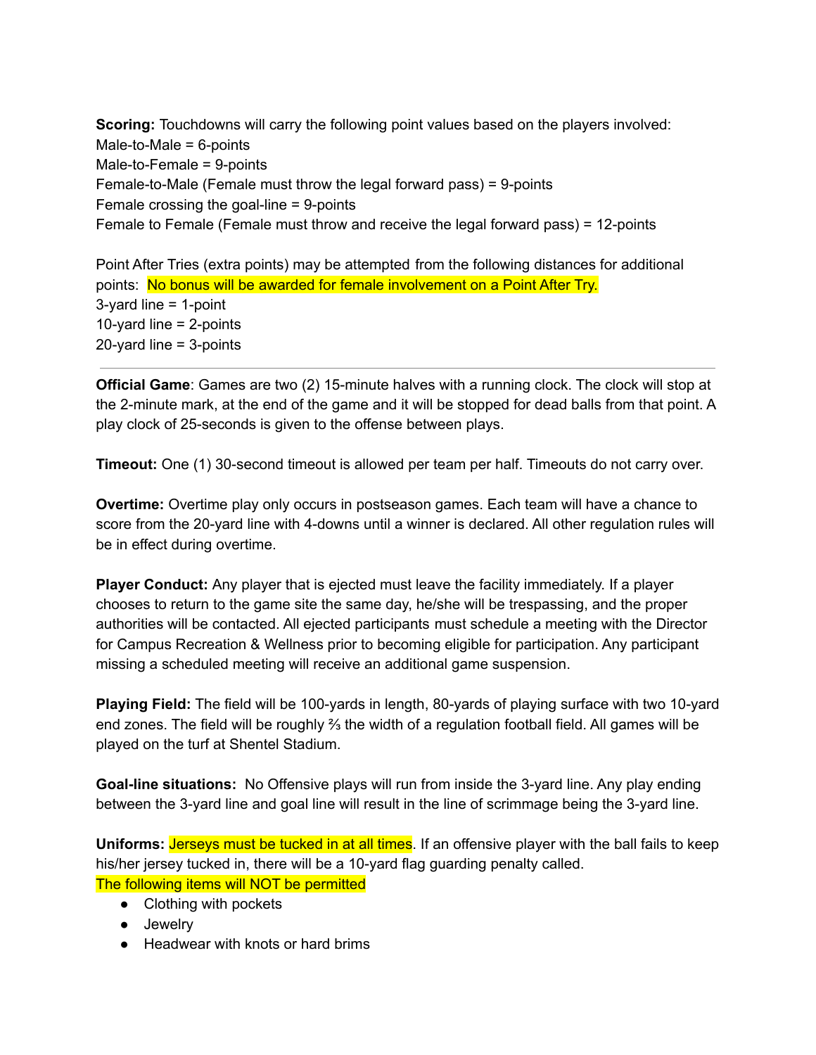**Scoring:** Touchdowns will carry the following point values based on the players involved:
Male-to-Male = 6-points
Male-to-Female = 9-points
Female-to-Male (Female must throw the legal forward pass) = 9-points
Female crossing the goal-line = 9-points
Female to Female (Female must throw and receive the legal forward pass) = 12-points

Point After Tries (extra points) may be attempted from the following distances for additional points: No bonus will be awarded for female involvement on a Point After Try.
3-yard line = 1-point
10-yard line = 2-points
20-yard line = 3-points

---

**Official Game**: Games are two (2) 15-minute halves with a running clock. The clock will stop at the 2-minute mark, at the end of the game and it will be stopped for dead balls from that point. A play clock of 25-seconds is given to the offense between plays.

**Timeout:** One (1) 30-second timeout is allowed per team per half. Timeouts do not carry over.

**Overtime:** Overtime play only occurs in postseason games. Each team will have a chance to score from the 20-yard line with 4-downs until a winner is declared. All other regulation rules will be in effect during overtime.

**Player Conduct:** Any player that is ejected must leave the facility immediately. If a player chooses to return to the game site the same day, he/she will be trespassing, and the proper authorities will be contacted. All ejected participants must schedule a meeting with the Director for Campus Recreation & Wellness prior to becoming eligible for participation. Any participant missing a scheduled meeting will receive an additional game suspension.

**Playing Field:** The field will be 100-yards in length, 80-yards of playing surface with two 10-yard end zones. The field will be roughly ⅔ the width of a regulation football field. All games will be played on the turf at Shentel Stadium.

**Goal-line situations:** No Offensive plays will run from inside the 3-yard line. Any play ending between the 3-yard line and goal line will result in the line of scrimmage being the 3-yard line.

**Uniforms:** Jerseys must be tucked in at all times. If an offensive player with the ball fails to keep his/her jersey tucked in, there will be a 10-yard flag guarding penalty called.
The following items will NOT be permitted

- Clothing with pockets
- Jewelry
- Headwear with knots or hard brims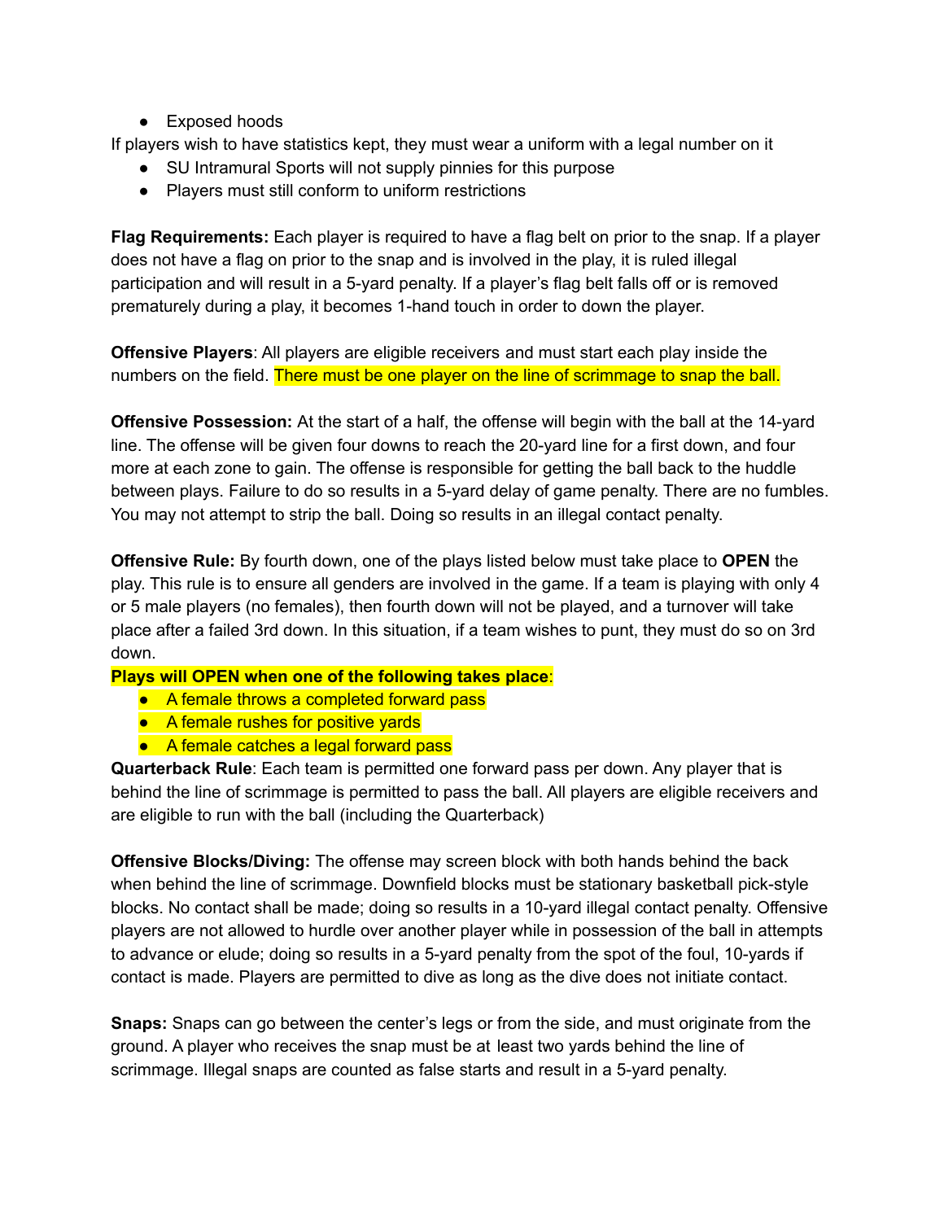- Exposed hoods

If players wish to have statistics kept, they must wear a uniform with a legal number on it

- SU Intramural Sports will not supply pinnies for this purpose
- Players must still conform to uniform restrictions

**Flag Requirements:** Each player is required to have a flag belt on prior to the snap. If a player does not have a flag on prior to the snap and is involved in the play, it is ruled illegal participation and will result in a 5-yard penalty. If a player's flag belt falls off or is removed prematurely during a play, it becomes 1-hand touch in order to down the player.

**Offensive Players**: All players are eligible receivers and must start each play inside the numbers on the field. There must be one player on the line of scrimmage to snap the ball.

**Offensive Possession:** At the start of a half, the offense will begin with the ball at the 14-yard line. The offense will be given four downs to reach the 20-yard line for a first down, and four more at each zone to gain. The offense is responsible for getting the ball back to the huddle between plays. Failure to do so results in a 5-yard delay of game penalty. There are no fumbles. You may not attempt to strip the ball. Doing so results in an illegal contact penalty.

**Offensive Rule:** By fourth down, one of the plays listed below must take place to **OPEN** the play. This rule is to ensure all genders are involved in the game. If a team is playing with only 4 or 5 male players (no females), then fourth down will not be played, and a turnover will take place after a failed 3rd down. In this situation, if a team wishes to punt, they must do so on 3rd down.

**Plays will OPEN when one of the following takes place**:

- A female throws a completed forward pass
- A female rushes for positive yards
- A female catches a legal forward pass

**Quarterback Rule**: Each team is permitted one forward pass per down. Any player that is behind the line of scrimmage is permitted to pass the ball. All players are eligible receivers and are eligible to run with the ball (including the Quarterback)

**Offensive Blocks/Diving:** The offense may screen block with both hands behind the back when behind the line of scrimmage. Downfield blocks must be stationary basketball pick-style blocks. No contact shall be made; doing so results in a 10-yard illegal contact penalty. Offensive players are not allowed to hurdle over another player while in possession of the ball in attempts to advance or elude; doing so results in a 5-yard penalty from the spot of the foul, 10-yards if contact is made. Players are permitted to dive as long as the dive does not initiate contact.

**Snaps:** Snaps can go between the center's legs or from the side, and must originate from the ground. A player who receives the snap must be at least two yards behind the line of scrimmage. Illegal snaps are counted as false starts and result in a 5-yard penalty.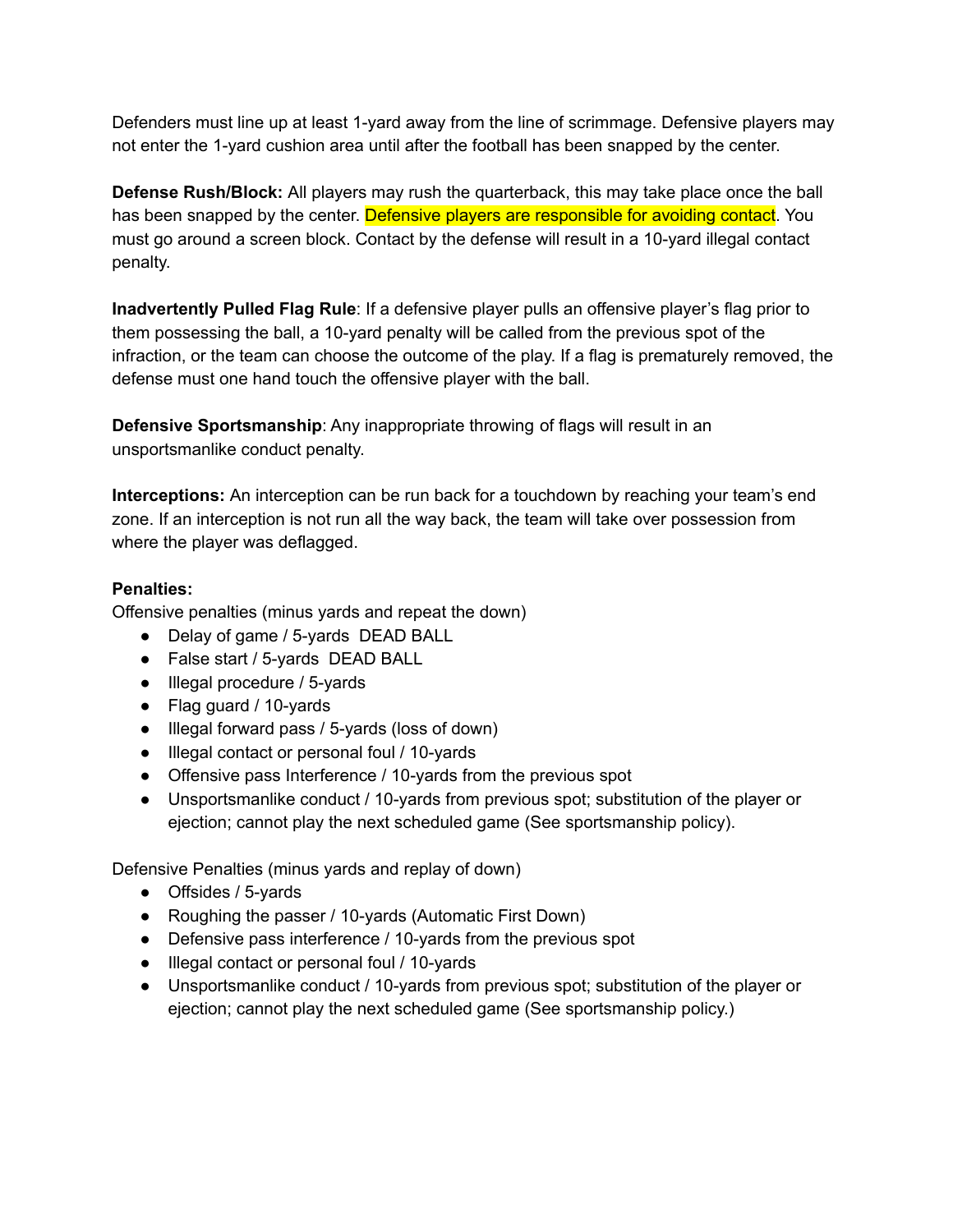Defenders must line up at least 1-yard away from the line of scrimmage. Defensive players may not enter the 1-yard cushion area until after the football has been snapped by the center.

**Defense Rush/Block:** All players may rush the quarterback, this may take place once the ball has been snapped by the center. Defensive players are responsible for avoiding contact. You must go around a screen block. Contact by the defense will result in a 10-yard illegal contact penalty.

**Inadvertently Pulled Flag Rule**: If a defensive player pulls an offensive player's flag prior to them possessing the ball, a 10-yard penalty will be called from the previous spot of the infraction, or the team can choose the outcome of the play. If a flag is prematurely removed, the defense must one hand touch the offensive player with the ball.

**Defensive Sportsmanship**: Any inappropriate throwing of flags will result in an unsportsmanlike conduct penalty.

**Interceptions:** An interception can be run back for a touchdown by reaching your team's end zone. If an interception is not run all the way back, the team will take over possession from where the player was deflagged.

**Penalties:**

Offensive penalties (minus yards and repeat the down)

- Delay of game / 5-yards DEAD BALL
- False start / 5-yards DEAD BALL
- Illegal procedure / 5-yards
- Flag guard / 10-yards
- Illegal forward pass / 5-yards (loss of down)
- Illegal contact or personal foul / 10-yards
- Offensive pass Interference / 10-yards from the previous spot
- Unsportsmanlike conduct / 10-yards from previous spot; substitution of the player or ejection; cannot play the next scheduled game (See sportsmanship policy).

Defensive Penalties (minus yards and replay of down)

- Offsides / 5-yards
- Roughing the passer / 10-yards (Automatic First Down)
- Defensive pass interference / 10-yards from the previous spot
- Illegal contact or personal foul / 10-yards
- Unsportsmanlike conduct / 10-yards from previous spot; substitution of the player or ejection; cannot play the next scheduled game (See sportsmanship policy.)